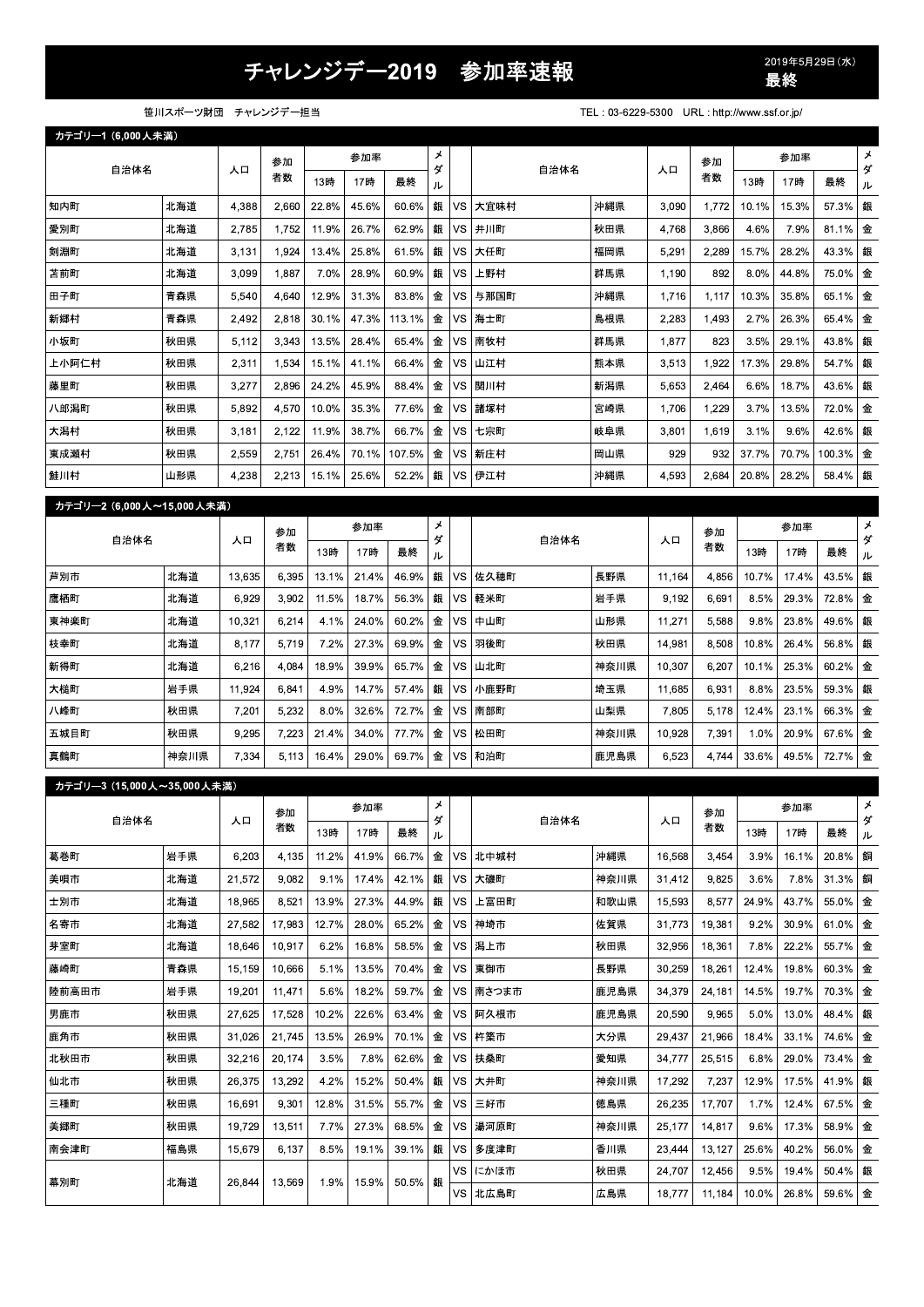# チャレンジデー2019　参加率速報

2019年5月29日(水)
**最終**

笹川スポーツ財団　チャレンジデー担当

TEL : 03-6229-5300　URL : http://www.ssf.or.jp/

## カテゴリー1（6,000人未満）

| 自治体名 | | 人口 | 参加者数 | 参加率 | | | メダル | | 自治体名 | | 人口 | 参加者数 | 参加率 | | | メダル |
|---|---|---|---|---|---|---|---|---|---|---|---|---|---|---|---|---|
| | | | | 13時 | 17時 | 最終 | | | | | | | 13時 | 17時 | 最終 | |
| 知内町 | 北海道 | 4,388 | 2,660 | 22.8% | 45.6% | 60.6% | 銀 | VS | 大宜味村 | 沖縄県 | 3,090 | 1,772 | 10.1% | 15.3% | 57.3% | 銀 |
| 愛別町 | 北海道 | 2,785 | 1,752 | 11.9% | 26.7% | 62.9% | 銀 | VS | 井川町 | 秋田県 | 4,768 | 3,866 | 4.6% | 7.9% | 81.1% | 金 |
| 剣淵町 | 北海道 | 3,131 | 1,924 | 13.4% | 25.8% | 61.5% | 銀 | VS | 大任町 | 福岡県 | 5,291 | 2,289 | 15.7% | 28.2% | 43.3% | 銀 |
| 苫前町 | 北海道 | 3,099 | 1,887 | 7.0% | 28.9% | 60.9% | 銀 | VS | 上野村 | 群馬県 | 1,190 | 892 | 8.0% | 44.8% | 75.0% | 金 |
| 田子町 | 青森県 | 5,540 | 4,640 | 12.9% | 31.3% | 83.8% | 金 | VS | 与那国町 | 沖縄県 | 1,716 | 1,117 | 10.3% | 35.8% | 65.1% | 金 |
| 新郷村 | 青森県 | 2,492 | 2,818 | 30.1% | 47.3% | 113.1% | 金 | VS | 海士町 | 島根県 | 2,283 | 1,493 | 2.7% | 26.3% | 65.4% | 金 |
| 小坂町 | 秋田県 | 5,112 | 3,343 | 13.5% | 28.4% | 65.4% | 金 | VS | 南牧村 | 群馬県 | 1,877 | 823 | 3.5% | 29.1% | 43.8% | 銀 |
| 上小阿仁村 | 秋田県 | 2,311 | 1,534 | 15.1% | 41.1% | 66.4% | 金 | VS | 山江村 | 熊本県 | 3,513 | 1,922 | 17.3% | 29.8% | 54.7% | 銀 |
| 藤里町 | 秋田県 | 3,277 | 2,896 | 24.2% | 45.9% | 88.4% | 金 | VS | 関川村 | 新潟県 | 5,653 | 2,464 | 6.6% | 18.7% | 43.6% | 銀 |
| 八郎潟町 | 秋田県 | 5,892 | 4,570 | 10.0% | 35.3% | 77.6% | 金 | VS | 諸塚村 | 宮崎県 | 1,706 | 1,229 | 3.7% | 13.5% | 72.0% | 金 |
| 大潟村 | 秋田県 | 3,181 | 2,122 | 11.9% | 38.7% | 66.7% | 金 | VS | 七宗町 | 岐阜県 | 3,801 | 1,619 | 3.1% | 9.6% | 42.6% | 銀 |
| 東成瀬村 | 秋田県 | 2,559 | 2,751 | 26.4% | 70.1% | 107.5% | 金 | VS | 新庄村 | 岡山県 | 929 | 932 | 37.7% | 70.7% | 100.3% | 金 |
| 鮭川村 | 山形県 | 4,238 | 2,213 | 15.1% | 25.6% | 52.2% | 銀 | VS | 伊江村 | 沖縄県 | 4,593 | 2,684 | 20.8% | 28.2% | 58.4% | 銀 |

## カテゴリー2（6,000人～15,000人未満）

| 自治体名 | | 人口 | 参加者数 | 参加率 | | | メダル | | 自治体名 | | 人口 | 参加者数 | 参加率 | | | メダル |
|---|---|---|---|---|---|---|---|---|---|---|---|---|---|---|---|---|
| | | | | 13時 | 17時 | 最終 | | | | | | | 13時 | 17時 | 最終 | |
| 芦別市 | 北海道 | 13,635 | 6,395 | 13.1% | 21.4% | 46.9% | 銀 | VS | 佐久穂町 | 長野県 | 11,164 | 4,856 | 10.7% | 17.4% | 43.5% | 銀 |
| 鷹栖町 | 北海道 | 6,929 | 3,902 | 11.5% | 18.7% | 56.3% | 銀 | VS | 軽米町 | 岩手県 | 9,192 | 6,691 | 8.5% | 29.3% | 72.8% | 金 |
| 東神楽町 | 北海道 | 10,321 | 6,214 | 4.1% | 24.0% | 60.2% | 金 | VS | 中山町 | 山形県 | 11,271 | 5,588 | 9.8% | 23.8% | 49.6% | 銀 |
| 枝幸町 | 北海道 | 8,177 | 5,719 | 7.2% | 27.3% | 69.9% | 金 | VS | 羽後町 | 秋田県 | 14,981 | 8,508 | 10.8% | 26.4% | 56.8% | 銀 |
| 新得町 | 北海道 | 6,216 | 4,084 | 18.9% | 39.9% | 65.7% | 金 | VS | 山北町 | 神奈川県 | 10,307 | 6,207 | 10.1% | 25.3% | 60.2% | 金 |
| 大槌町 | 岩手県 | 11,924 | 6,841 | 4.9% | 14.7% | 57.4% | 銀 | VS | 小鹿野町 | 埼玉県 | 11,685 | 6,931 | 8.8% | 23.5% | 59.3% | 銀 |
| 八峰町 | 秋田県 | 7,201 | 5,232 | 8.0% | 32.6% | 72.7% | 金 | VS | 南部町 | 山梨県 | 7,805 | 5,178 | 12.4% | 23.1% | 66.3% | 金 |
| 五城目町 | 秋田県 | 9,295 | 7,223 | 21.4% | 34.0% | 77.7% | 金 | VS | 松田町 | 神奈川県 | 10,928 | 7,391 | 1.0% | 20.9% | 67.6% | 金 |
| 真鶴町 | 神奈川県 | 7,334 | 5,113 | 16.4% | 29.0% | 69.7% | 金 | VS | 和泊町 | 鹿児島県 | 6,523 | 4,744 | 33.6% | 49.5% | 72.7% | 金 |

## カテゴリー3（15,000人～35,000人未満）

| 自治体名 | | 人口 | 参加者数 | 参加率 | | | メダル | | 自治体名 | | 人口 | 参加者数 | 参加率 | | | メダル |
|---|---|---|---|---|---|---|---|---|---|---|---|---|---|---|---|---|
| | | | | 13時 | 17時 | 最終 | | | | | | | 13時 | 17時 | 最終 | |
| 葛巻町 | 岩手県 | 6,203 | 4,135 | 11.2% | 41.9% | 66.7% | 金 | VS | 北中城村 | 沖縄県 | 16,568 | 3,454 | 3.9% | 16.1% | 20.8% | 銅 |
| 美唄市 | 北海道 | 21,572 | 9,082 | 9.1% | 17.4% | 42.1% | 銀 | VS | 大磯町 | 神奈川県 | 31,412 | 9,825 | 3.6% | 7.8% | 31.3% | 銅 |
| 士別市 | 北海道 | 18,965 | 8,521 | 13.9% | 27.3% | 44.9% | 銀 | VS | 上富田町 | 和歌山県 | 15,593 | 8,577 | 24.9% | 43.7% | 55.0% | 金 |
| 名寄市 | 北海道 | 27,582 | 17,983 | 12.7% | 28.0% | 65.2% | 金 | VS | 神埼市 | 佐賀県 | 31,773 | 19,381 | 9.2% | 30.9% | 61.0% | 金 |
| 芽室町 | 北海道 | 18,646 | 10,917 | 6.2% | 16.8% | 58.5% | 金 | VS | 潟上市 | 秋田県 | 32,956 | 18,361 | 7.8% | 22.2% | 55.7% | 金 |
| 藤崎町 | 青森県 | 15,159 | 10,666 | 5.1% | 13.5% | 70.4% | 金 | VS | 東御市 | 長野県 | 30,259 | 18,261 | 12.4% | 19.8% | 60.3% | 金 |
| 陸前高田市 | 岩手県 | 19,201 | 11,471 | 5.6% | 18.2% | 59.7% | 金 | VS | 南さつま市 | 鹿児島県 | 34,379 | 24,181 | 14.5% | 19.7% | 70.3% | 金 |
| 男鹿市 | 秋田県 | 27,625 | 17,528 | 10.2% | 22.6% | 63.4% | 金 | VS | 阿久根市 | 鹿児島県 | 20,590 | 9,965 | 5.0% | 13.0% | 48.4% | 銀 |
| 鹿角市 | 秋田県 | 31,026 | 21,745 | 13.5% | 26.9% | 70.1% | 金 | VS | 杵築市 | 大分県 | 29,437 | 21,966 | 18.4% | 33.1% | 74.6% | 金 |
| 北秋田市 | 秋田県 | 32,216 | 20,174 | 3.5% | 7.8% | 62.6% | 金 | VS | 扶桑町 | 愛知県 | 34,777 | 25,515 | 6.8% | 29.0% | 73.4% | 金 |
| 仙北市 | 秋田県 | 26,375 | 13,292 | 4.2% | 15.2% | 50.4% | 銀 | VS | 大井町 | 神奈川県 | 17,292 | 7,237 | 12.9% | 17.5% | 41.9% | 銀 |
| 三種町 | 秋田県 | 16,691 | 9,301 | 12.8% | 31.5% | 55.7% | 金 | VS | 三好市 | 徳島県 | 26,235 | 17,707 | 1.7% | 12.4% | 67.5% | 金 |
| 美郷町 | 秋田県 | 19,729 | 13,511 | 7.7% | 27.3% | 68.5% | 金 | VS | 湯河原町 | 神奈川県 | 25,177 | 14,817 | 9.6% | 17.3% | 58.9% | 金 |
| 南会津町 | 福島県 | 15,679 | 6,137 | 8.5% | 19.1% | 39.1% | 銀 | VS | 多度津町 | 香川県 | 23,444 | 13,127 | 25.6% | 40.2% | 56.0% | 金 |
| 幕別町 | 北海道 | 26,844 | 13,569 | 1.9% | 15.9% | 50.5% | 銀 | VS | にかほ市 | 秋田県 | 24,707 | 12,456 | 9.5% | 19.4% | 50.4% | 銀 |
| | | | | | | | | VS | 北広島町 | 広島県 | 18,777 | 11,184 | 10.0% | 26.8% | 59.6% | 金 |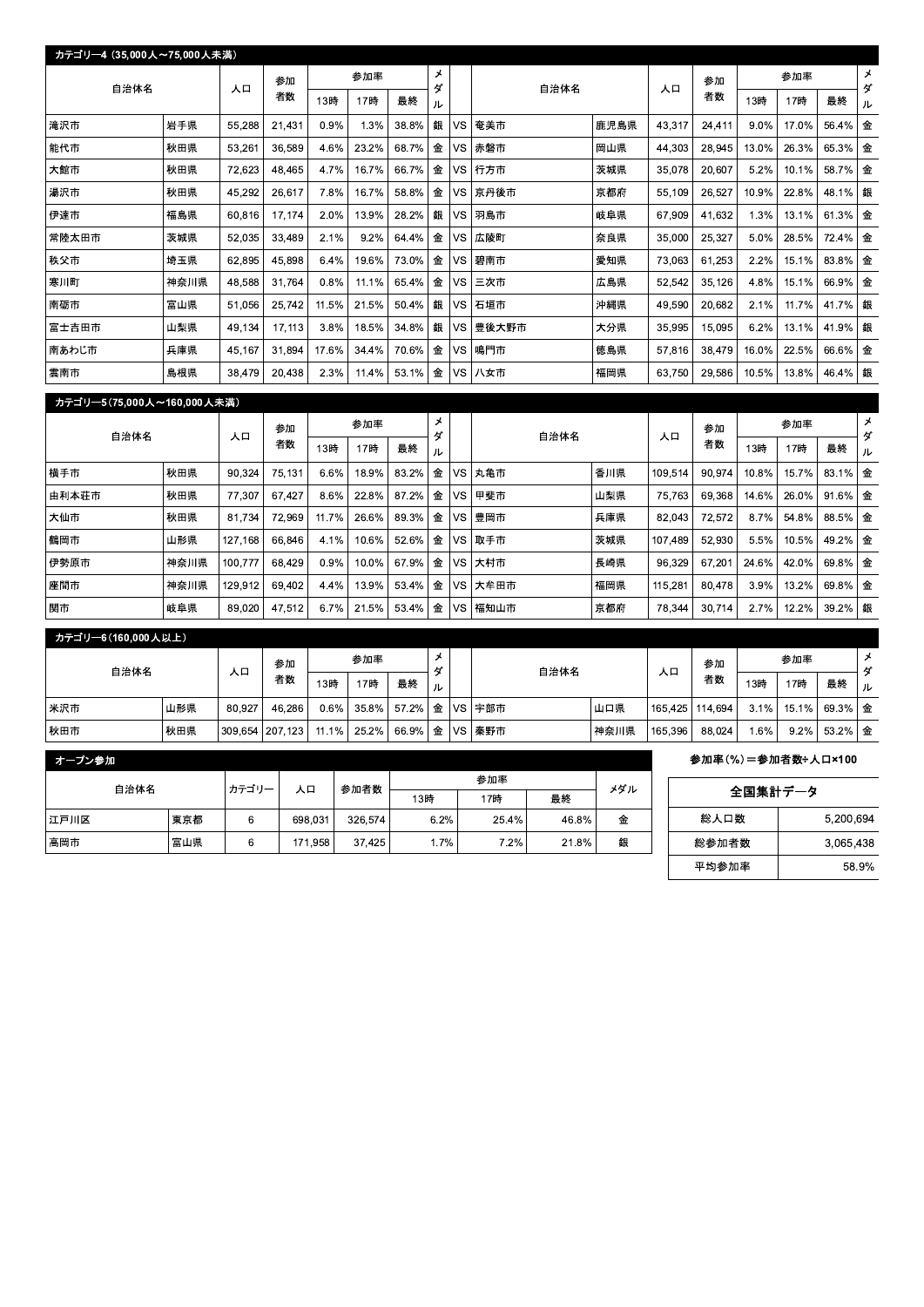| カテゴリー4（35,000人～75,000人未満） | | | | | | | | | | | | | | | | | | |
|---|---|---|---|---|---|---|---|---|---|---|---|---|---|---|---|---|---|---|
| 自治体名 | | 人口 | 参加者数 | 参加率 | | | メダル | | 自治体名 | | 人口 | 参加者数 | 参加率 | | | メダル |
| | | | | 13時 | 17時 | 最終 | | | | | | | 13時 | 17時 | 最終 | |
| 滝沢市 | 岩手県 | 55,288 | 21,431 | 0.9% | 1.3% | 38.8% | 銀 | VS | 奄美市 | 鹿児島県 | 43,317 | 24,411 | 9.0% | 17.0% | 56.4% | 金 |
| 能代市 | 秋田県 | 53,261 | 36,589 | 4.6% | 23.2% | 68.7% | 金 | VS | 赤磐市 | 岡山県 | 44,303 | 28,945 | 13.0% | 26.3% | 65.3% | 金 |
| 大館市 | 秋田県 | 72,623 | 48,465 | 4.7% | 16.7% | 66.7% | 金 | VS | 行方市 | 茨城県 | 35,078 | 20,607 | 5.2% | 10.1% | 58.7% | 金 |
| 湯沢市 | 秋田県 | 45,292 | 26,617 | 7.8% | 16.7% | 58.8% | 金 | VS | 京丹後市 | 京都府 | 55,109 | 26,527 | 10.9% | 22.8% | 48.1% | 銀 |
| 伊達市 | 福島県 | 60,816 | 17,174 | 2.0% | 13.9% | 28.2% | 銀 | VS | 羽島市 | 岐阜県 | 67,909 | 41,632 | 1.3% | 13.1% | 61.3% | 金 |
| 常陸太田市 | 茨城県 | 52,035 | 33,489 | 2.1% | 9.2% | 64.4% | 金 | VS | 広陵町 | 奈良県 | 35,000 | 25,327 | 5.0% | 28.5% | 72.4% | 金 |
| 秩父市 | 埼玉県 | 62,895 | 45,898 | 6.4% | 19.6% | 73.0% | 金 | VS | 碧南市 | 愛知県 | 73,063 | 61,253 | 2.2% | 15.1% | 83.8% | 金 |
| 寒川町 | 神奈川県 | 48,588 | 31,764 | 0.8% | 11.1% | 65.4% | 金 | VS | 三次市 | 広島県 | 52,542 | 35,126 | 4.8% | 15.1% | 66.9% | 金 |
| 南砺市 | 富山県 | 51,056 | 25,742 | 11.5% | 21.5% | 50.4% | 銀 | VS | 石垣市 | 沖縄県 | 49,590 | 20,682 | 2.1% | 11.7% | 41.7% | 銀 |
| 富士吉田市 | 山梨県 | 49,134 | 17,113 | 3.8% | 18.5% | 34.8% | 銀 | VS | 豊後大野市 | 大分県 | 35,995 | 15,095 | 6.2% | 13.1% | 41.9% | 銀 |
| 南あわじ市 | 兵庫県 | 45,167 | 31,894 | 17.6% | 34.4% | 70.6% | 金 | VS | 鳴門市 | 徳島県 | 57,816 | 38,479 | 16.0% | 22.5% | 66.6% | 金 |
| 雲南市 | 島根県 | 38,479 | 20,438 | 2.3% | 11.4% | 53.1% | 金 | VS | 八女市 | 福岡県 | 63,750 | 29,586 | 10.5% | 13.8% | 46.4% | 銀 |

| カテゴリー5（75,000人～160,000人未満） | | | | | | | | | | | | | | | | |
|---|---|---|---|---|---|---|---|---|---|---|---|---|---|---|---|---|
| 自治体名 | | 人口 | 参加者数 | 参加率 | | | メダル | | 自治体名 | | 人口 | 参加者数 | 参加率 | | | メダル |
| | | | | 13時 | 17時 | 最終 | | | | | | | 13時 | 17時 | 最終 | |
| 横手市 | 秋田県 | 90,324 | 75,131 | 6.6% | 18.9% | 83.2% | 金 | VS | 丸亀市 | 香川県 | 109,514 | 90,974 | 10.8% | 15.7% | 83.1% | 金 |
| 由利本荘市 | 秋田県 | 77,307 | 67,427 | 8.6% | 22.8% | 87.2% | 金 | VS | 甲斐市 | 山梨県 | 75,763 | 69,368 | 14.6% | 26.0% | 91.6% | 金 |
| 大仙市 | 秋田県 | 81,734 | 72,969 | 11.7% | 26.6% | 89.3% | 金 | VS | 豊岡市 | 兵庫県 | 82,043 | 72,572 | 8.7% | 54.8% | 88.5% | 金 |
| 鶴岡市 | 山形県 | 127,168 | 66,846 | 4.1% | 10.6% | 52.6% | 金 | VS | 取手市 | 茨城県 | 107,489 | 52,930 | 5.5% | 10.5% | 49.2% | 金 |
| 伊勢原市 | 神奈川県 | 100,777 | 68,429 | 0.9% | 10.0% | 67.9% | 金 | VS | 大村市 | 長崎県 | 96,329 | 67,201 | 24.6% | 42.0% | 69.8% | 金 |
| 座間市 | 神奈川県 | 129,912 | 69,402 | 4.4% | 13.9% | 53.4% | 金 | VS | 大牟田市 | 福岡県 | 115,281 | 80,478 | 3.9% | 13.2% | 69.8% | 金 |
| 関市 | 岐阜県 | 89,020 | 47,512 | 6.7% | 21.5% | 53.4% | 金 | VS | 福知山市 | 京都府 | 78,344 | 30,714 | 2.7% | 12.2% | 39.2% | 銀 |

| カテゴリー6（160,000人以上） | | | | | | | | | | | | | | | | |
|---|---|---|---|---|---|---|---|---|---|---|---|---|---|---|---|---|
| 自治体名 | | 人口 | 参加者数 | 参加率 | | | メダル | | 自治体名 | | 人口 | 参加者数 | 参加率 | | | メダル |
| | | | | 13時 | 17時 | 最終 | | | | | | | 13時 | 17時 | 最終 | |
| 米沢市 | 山形県 | 80,927 | 46,286 | 0.6% | 35.8% | 57.2% | 金 | VS | 宇部市 | 山口県 | 165,425 | 114,694 | 3.1% | 15.1% | 69.3% | 金 |
| 秋田市 | 秋田県 | 309,654 | 207,123 | 11.1% | 25.2% | 66.9% | 金 | VS | 秦野市 | 神奈川県 | 165,396 | 88,024 | 1.6% | 9.2% | 53.2% | 金 |

| オープン参加 | | | | | | | | |
|---|---|---|---|---|---|---|---|---|
| 自治体名 | | カテゴリー | 人口 | 参加者数 | 参加率 | | | メダル |
| | | | | | 13時 | 17時 | 最終 | |
| 江戸川区 | 東京都 | 6 | 698,031 | 326,574 | 6.2% | 25.4% | 46.8% | 金 |
| 高岡市 | 富山県 | 6 | 171,958 | 37,425 | 1.7% | 7.2% | 21.8% | 銀 |

参加率（%）＝参加者数÷人口×100

| 全国集計データ | |
|---|---|
| 総人口数 | 5,200,694 |
| 総参加者数 | 3,065,438 |
| 平均参加率 | 58.9% |